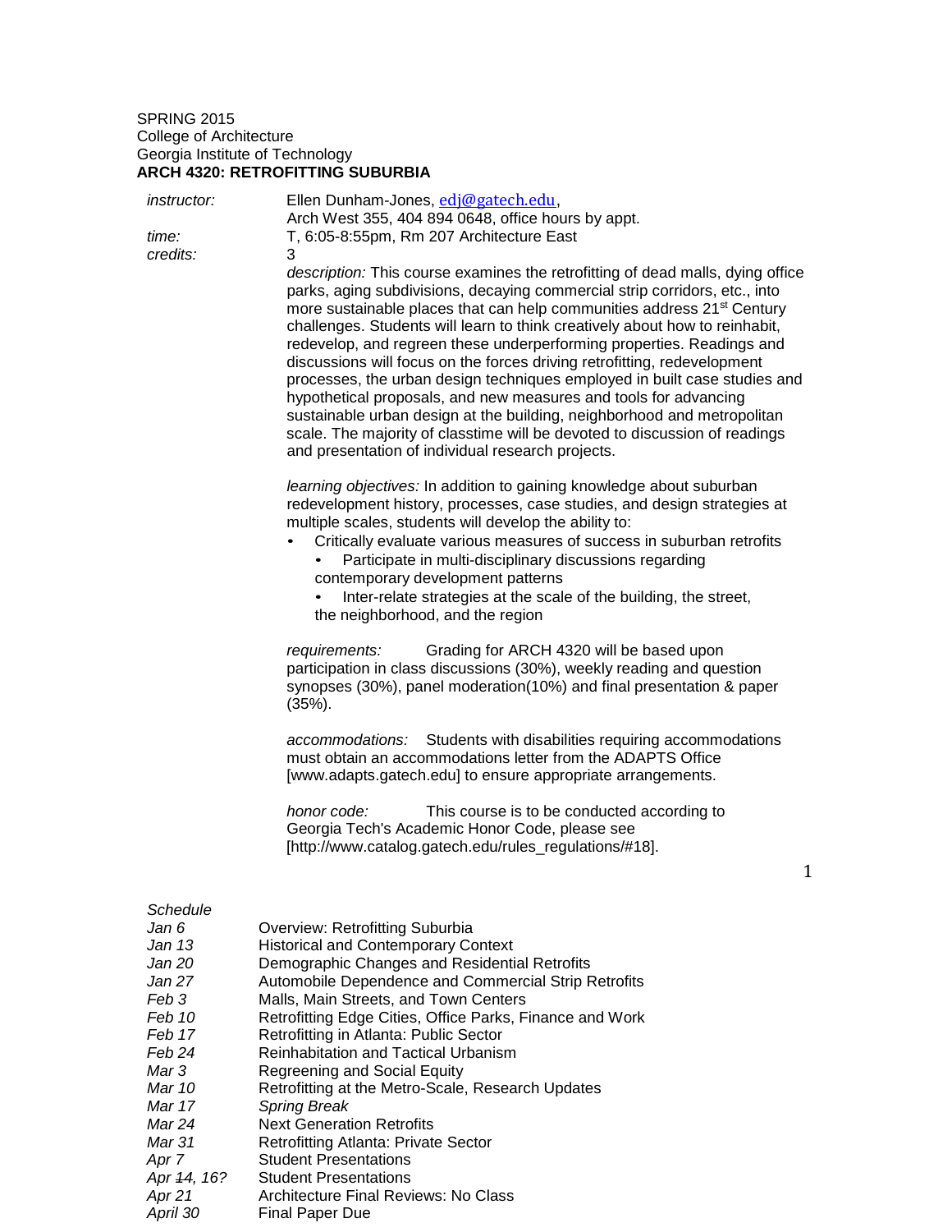SPRING 2015
College of Architecture
Georgia Institute of Technology

**ARCH 4320: RETROFITTING SUBURBIA**

*instructor:* Ellen Dunham-Jones, edj@gatech.edu, Arch West 355, 404 894 0648, office hours by appt.

*time:* T, 6:05-8:55pm, Rm 207 Architecture East

*credits:* 3

*description:* This course examines the retrofitting of dead malls, dying office parks, aging subdivisions, decaying commercial strip corridors, etc., into more sustainable places that can help communities address 21st Century challenges. Students will learn to think creatively about how to reinhabit, redevelop, and regreen these underperforming properties. Readings and discussions will focus on the forces driving retrofitting, redevelopment processes, the urban design techniques employed in built case studies and hypothetical proposals, and new measures and tools for advancing sustainable urban design at the building, neighborhood and metropolitan scale. The majority of classtime will be devoted to discussion of readings and presentation of individual research projects.

*learning objectives:* In addition to gaining knowledge about suburban redevelopment history, processes, case studies, and design strategies at multiple scales, students will develop the ability to:

- Critically evaluate various measures of success in suburban retrofits
- Participate in multi-disciplinary discussions regarding contemporary development patterns
- Inter-relate strategies at the scale of the building, the street, the neighborhood, and the region

*requirements:* Grading for ARCH 4320 will be based upon participation in class discussions (30%), weekly reading and question synopses (30%), panel moderation(10%) and final presentation & paper (35%).

*accommodations:* Students with disabilities requiring accommodations must obtain an accommodations letter from the ADAPTS Office [www.adapts.gatech.edu] to ensure appropriate arrangements.

*honor code:* This course is to be conducted according to Georgia Tech's Academic Honor Code, please see [http://www.catalog.gatech.edu/rules_regulations/#18].

*Schedule*

| | |
|---|---|
| *Jan 6* | Overview: Retrofitting Suburbia |
| *Jan 13* | Historical and Contemporary Context |
| *Jan 20* | Demographic Changes and Residential Retrofits |
| *Jan 27* | Automobile Dependence and Commercial Strip Retrofits |
| *Feb 3* | Malls, Main Streets, and Town Centers |
| *Feb 10* | Retrofitting Edge Cities, Office Parks, Finance and Work |
| *Feb 17* | Retrofitting in Atlanta: Public Sector |
| *Feb 24* | Reinhabitation and Tactical Urbanism |
| *Mar 3* | Regreening and Social Equity |
| *Mar 10* | Retrofitting at the Metro-Scale, Research Updates |
| *Mar 17* | *Spring Break* |
| *Mar 24* | Next Generation Retrofits |
| *Mar 31* | Retrofitting Atlanta: Private Sector |
| *Apr 7* | Student Presentations |
| *Apr ~~14~~, 16?* | Student Presentations |
| *Apr 21* | Architecture Final Reviews: No Class |
| *April 30* | Final Paper Due |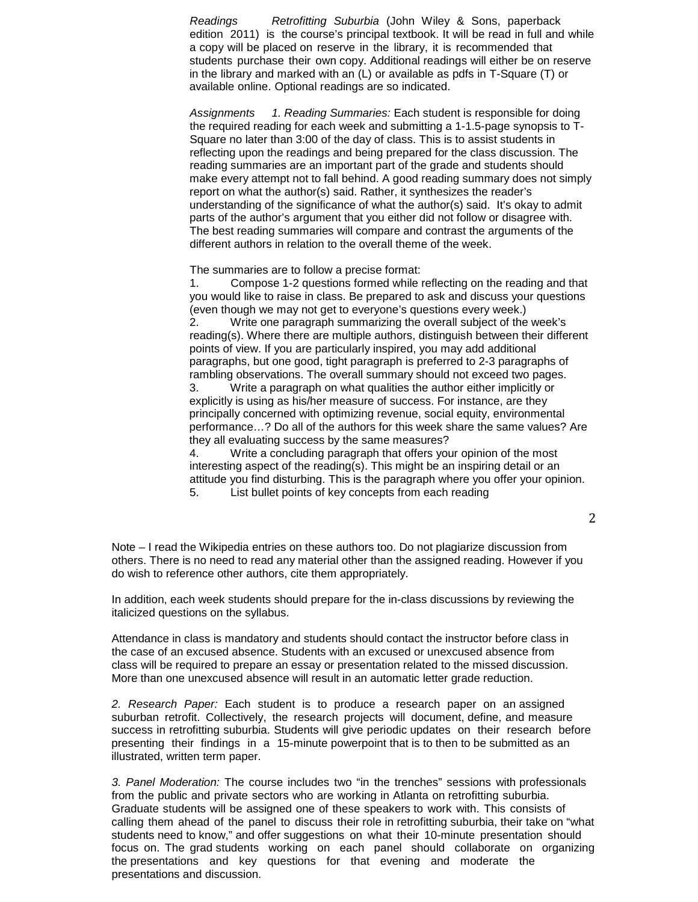*Readings* *Retrofitting Suburbia* (John Wiley & Sons, paperback edition 2011) is the course's principal textbook. It will be read in full and while a copy will be placed on reserve in the library, it is recommended that students purchase their own copy. Additional readings will either be on reserve in the library and marked with an (L) or available as pdfs in T-Square (T) or available online. Optional readings are so indicated.

*Assignments* *1. Reading Summaries:* Each student is responsible for doing the required reading for each week and submitting a 1-1.5-page synopsis to T-Square no later than 3:00 of the day of class. This is to assist students in reflecting upon the readings and being prepared for the class discussion. The reading summaries are an important part of the grade and students should make every attempt not to fall behind. A good reading summary does not simply report on what the author(s) said. Rather, it synthesizes the reader's understanding of the significance of what the author(s) said. It's okay to admit parts of the author's argument that you either did not follow or disagree with. The best reading summaries will compare and contrast the arguments of the different authors in relation to the overall theme of the week.

The summaries are to follow a precise format:

1. Compose 1-2 questions formed while reflecting on the reading and that you would like to raise in class. Be prepared to ask and discuss your questions (even though we may not get to everyone's questions every week.)
2. Write one paragraph summarizing the overall subject of the week's reading(s). Where there are multiple authors, distinguish between their different points of view. If you are particularly inspired, you may add additional paragraphs, but one good, tight paragraph is preferred to 2-3 paragraphs of rambling observations. The overall summary should not exceed two pages.
3. Write a paragraph on what qualities the author either implicitly or explicitly is using as his/her measure of success. For instance, are they principally concerned with optimizing revenue, social equity, environmental performance…? Do all of the authors for this week share the same values? Are they all evaluating success by the same measures?
4. Write a concluding paragraph that offers your opinion of the most interesting aspect of the reading(s). This might be an inspiring detail or an attitude you find disturbing. This is the paragraph where you offer your opinion.
5. List bullet points of key concepts from each reading

Note – I read the Wikipedia entries on these authors too. Do not plagiarize discussion from others. There is no need to read any material other than the assigned reading. However if you do wish to reference other authors, cite them appropriately.

In addition, each week students should prepare for the in-class discussions by reviewing the italicized questions on the syllabus.

Attendance in class is mandatory and students should contact the instructor before class in the case of an excused absence. Students with an excused or unexcused absence from class will be required to prepare an essay or presentation related to the missed discussion. More than one unexcused absence will result in an automatic letter grade reduction.

*2. Research Paper:* Each student is to produce a research paper on an assigned suburban retrofit. Collectively, the research projects will document, define, and measure success in retrofitting suburbia. Students will give periodic updates on their research before presenting their findings in a 15-minute powerpoint that is to then to be submitted as an illustrated, written term paper.

*3. Panel Moderation:* The course includes two "in the trenches" sessions with professionals from the public and private sectors who are working in Atlanta on retrofitting suburbia. Graduate students will be assigned one of these speakers to work with. This consists of calling them ahead of the panel to discuss their role in retrofitting suburbia, their take on "what students need to know," and offer suggestions on what their 10-minute presentation should focus on. The grad students working on each panel should collaborate on organizing the presentations and key questions for that evening and moderate the presentations and discussion.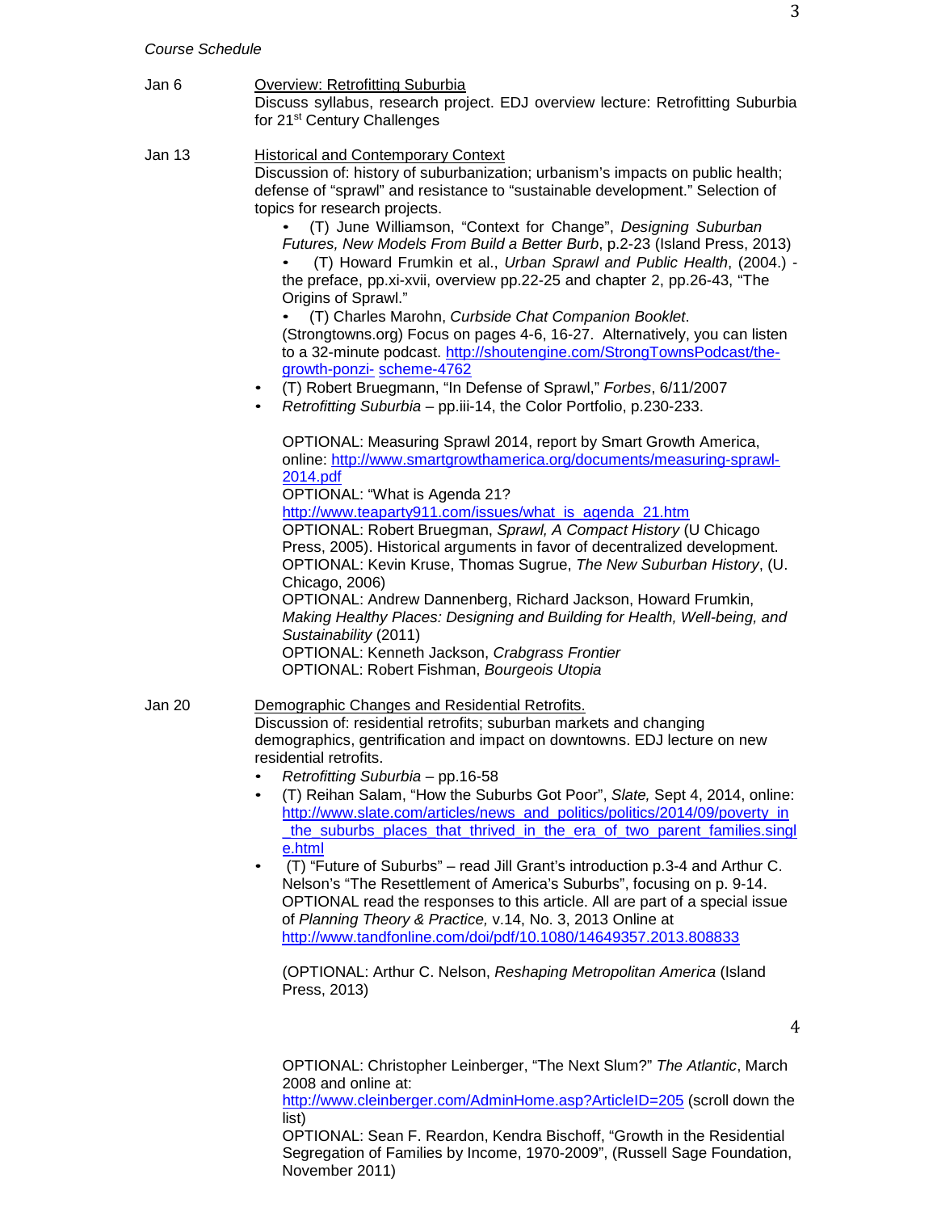*Course Schedule*

Jan 6 — Overview: Retrofitting Suburbia

Discuss syllabus, research project. EDJ overview lecture: Retrofitting Suburbia for 21st Century Challenges

Jan 13 — Historical and Contemporary Context

Discussion of: history of suburbanization; urbanism's impacts on public health; defense of "sprawl" and resistance to "sustainable development." Selection of topics for research projects.

- (T) June Williamson, "Context for Change", *Designing Suburban Futures, New Models From Build a Better Burb*, p.2-23 (Island Press, 2013)
- (T) Howard Frumkin et al., *Urban Sprawl and Public Health*, (2004.) - the preface, pp.xi-xvii, overview pp.22-25 and chapter 2, pp.26-43, "The Origins of Sprawl."
- (T) Charles Marohn, *Curbside Chat Companion Booklet*. (Strongtowns.org) Focus on pages 4-6, 16-27. Alternatively, you can listen to a 32-minute podcast. http://shoutengine.com/StrongTownsPodcast/the-growth-ponzi- scheme-4762
- (T) Robert Bruegmann, "In Defense of Sprawl," *Forbes*, 6/11/2007
- *Retrofitting Suburbia* – pp.iii-14, the Color Portfolio, p.230-233.

OPTIONAL: Measuring Sprawl 2014, report by Smart Growth America, online: http://www.smartgrowthamerica.org/documents/measuring-sprawl-2014.pdf
OPTIONAL: "What is Agenda 21?
http://www.teaparty911.com/issues/what_is_agenda_21.htm
OPTIONAL: Robert Bruegman, *Sprawl, A Compact History* (U Chicago Press, 2005). Historical arguments in favor of decentralized development.
OPTIONAL: Kevin Kruse, Thomas Sugrue, *The New Suburban History*, (U. Chicago, 2006)
OPTIONAL: Andrew Dannenberg, Richard Jackson, Howard Frumkin, *Making Healthy Places: Designing and Building for Health, Well-being, and Sustainability* (2011)
OPTIONAL: Kenneth Jackson, *Crabgrass Frontier*
OPTIONAL: Robert Fishman, *Bourgeois Utopia*

Jan 20 — Demographic Changes and Residential Retrofits.

Discussion of: residential retrofits; suburban markets and changing demographics, gentrification and impact on downtowns. EDJ lecture on new residential retrofits.

- *Retrofitting Suburbia* – pp.16-58
- (T) Reihan Salam, "How the Suburbs Got Poor", *Slate,* Sept 4, 2014, online: http://www.slate.com/articles/news_and_politics/politics/2014/09/poverty_in_the_suburbs_places_that_thrived_in_the_era_of_two_parent_families.single.html
- (T) "Future of Suburbs" – read Jill Grant's introduction p.3-4 and Arthur C. Nelson's "The Resettlement of America's Suburbs", focusing on p. 9-14. OPTIONAL read the responses to this article. All are part of a special issue of *Planning Theory & Practice,* v.14, No. 3, 2013 Online at http://www.tandfonline.com/doi/pdf/10.1080/14649357.2013.808833

(OPTIONAL: Arthur C. Nelson, *Reshaping Metropolitan America* (Island Press, 2013)

OPTIONAL: Christopher Leinberger, "The Next Slum?" *The Atlantic*, March 2008 and online at:
http://www.cleinberger.com/AdminHome.asp?ArticleID=205 (scroll down the list)
OPTIONAL: Sean F. Reardon, Kendra Bischoff, "Growth in the Residential Segregation of Families by Income, 1970-2009", (Russell Sage Foundation, November 2011)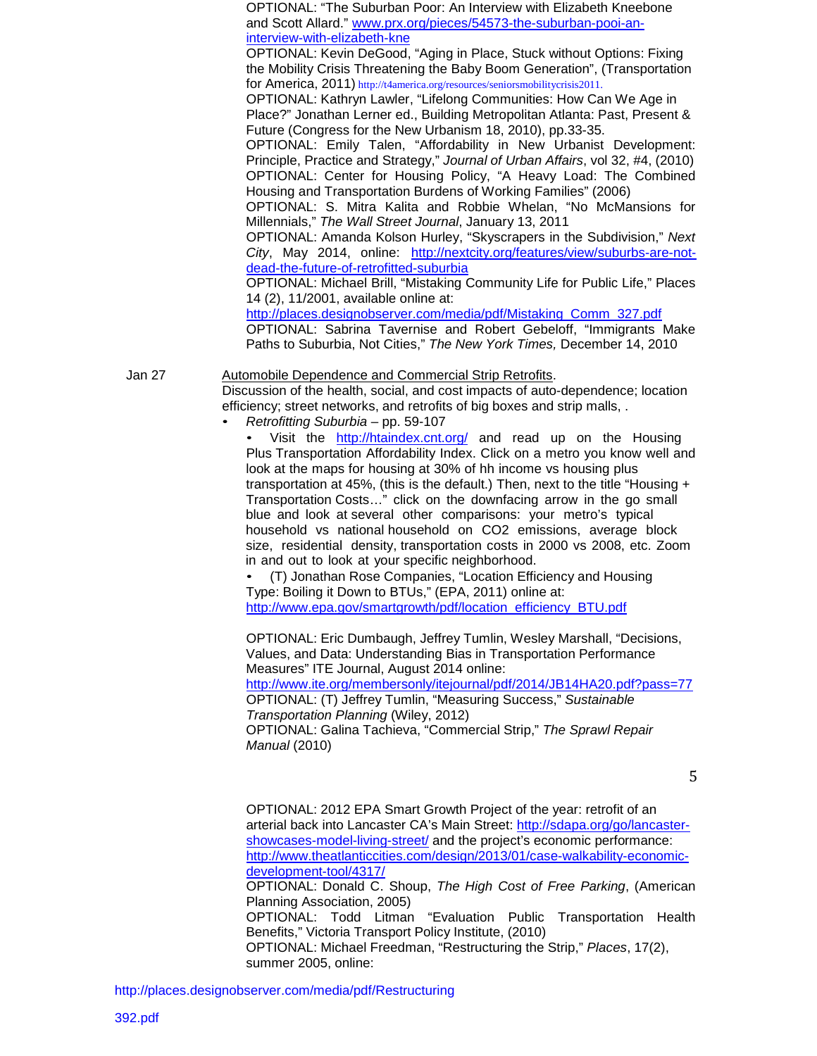OPTIONAL: "The Suburban Poor: An Interview with Elizabeth Kneebone and Scott Allard." www.prx.org/pieces/54573-the-suburban-pooi-an-interview-with-elizabeth-kne

OPTIONAL: Kevin DeGood, "Aging in Place, Stuck without Options: Fixing the Mobility Crisis Threatening the Baby Boom Generation", (Transportation for America, 2011) http://t4america.org/resources/seniorsmobilitycrisis2011.

OPTIONAL: Kathryn Lawler, "Lifelong Communities: How Can We Age in Place?" Jonathan Lerner ed., Building Metropolitan Atlanta: Past, Present & Future (Congress for the New Urbanism 18, 2010), pp.33-35.

OPTIONAL: Emily Talen, "Affordability in New Urbanist Development: Principle, Practice and Strategy," *Journal of Urban Affairs*, vol 32, #4, (2010)

OPTIONAL: Center for Housing Policy, "A Heavy Load: The Combined Housing and Transportation Burdens of Working Families" (2006)

OPTIONAL: S. Mitra Kalita and Robbie Whelan, "No McMansions for Millennials," *The Wall Street Journal*, January 13, 2011

OPTIONAL: Amanda Kolson Hurley, "Skyscrapers in the Subdivision," *Next City*, May 2014, online: http://nextcity.org/features/view/suburbs-are-not-dead-the-future-of-retrofitted-suburbia

OPTIONAL: Michael Brill, "Mistaking Community Life for Public Life," Places 14 (2), 11/2001, available online at: http://places.designobserver.com/media/pdf/Mistaking_Comm_327.pdf

OPTIONAL: Sabrina Tavernise and Robert Gebeloff, "Immigrants Make Paths to Suburbia, Not Cities," *The New York Times,* December 14, 2010

Jan 27 — Automobile Dependence and Commercial Strip Retrofits.

Discussion of the health, social, and cost impacts of auto-dependence; location efficiency; street networks, and retrofits of big boxes and strip malls, .

- *Retrofitting Suburbia* – pp. 59-107
  - Visit the http://htaindex.cnt.org/ and read up on the Housing Plus Transportation Affordability Index. Click on a metro you know well and look at the maps for housing at 30% of hh income vs housing plus transportation at 45%, (this is the default.) Then, next to the title "Housing + Transportation Costs…" click on the downfacing arrow in the go small blue and look at several other comparisons: your metro's typical household vs national household on CO2 emissions, average block size, residential density, transportation costs in 2000 vs 2008, etc. Zoom in and out to look at your specific neighborhood.
  - (T) Jonathan Rose Companies, "Location Efficiency and Housing Type: Boiling it Down to BTUs," (EPA, 2011) online at: http://www.epa.gov/smartgrowth/pdf/location_efficiency_BTU.pdf

OPTIONAL: Eric Dumbaugh, Jeffrey Tumlin, Wesley Marshall, "Decisions, Values, and Data: Understanding Bias in Transportation Performance Measures" ITE Journal, August 2014 online: http://www.ite.org/membersonly/itejournal/pdf/2014/JB14HA20.pdf?pass=77

OPTIONAL: (T) Jeffrey Tumlin, "Measuring Success," *Sustainable Transportation Planning* (Wiley, 2012)

OPTIONAL: Galina Tachieva, "Commercial Strip," *The Sprawl Repair Manual* (2010)

OPTIONAL: 2012 EPA Smart Growth Project of the year: retrofit of an arterial back into Lancaster CA's Main Street: http://sdapa.org/go/lancaster-showcases-model-living-street/ and the project's economic performance: http://www.theatlanticcities.com/design/2013/01/case-walkability-economic-development-tool/4317/

OPTIONAL: Donald C. Shoup, *The High Cost of Free Parking*, (American Planning Association, 2005)

OPTIONAL: Todd Litman "Evaluation Public Transportation Health Benefits," Victoria Transport Policy Institute, (2010)

OPTIONAL: Michael Freedman, "Restructuring the Strip," *Places*, 17(2), summer 2005, online: http://places.designobserver.com/media/pdf/Restructuring 392.pdf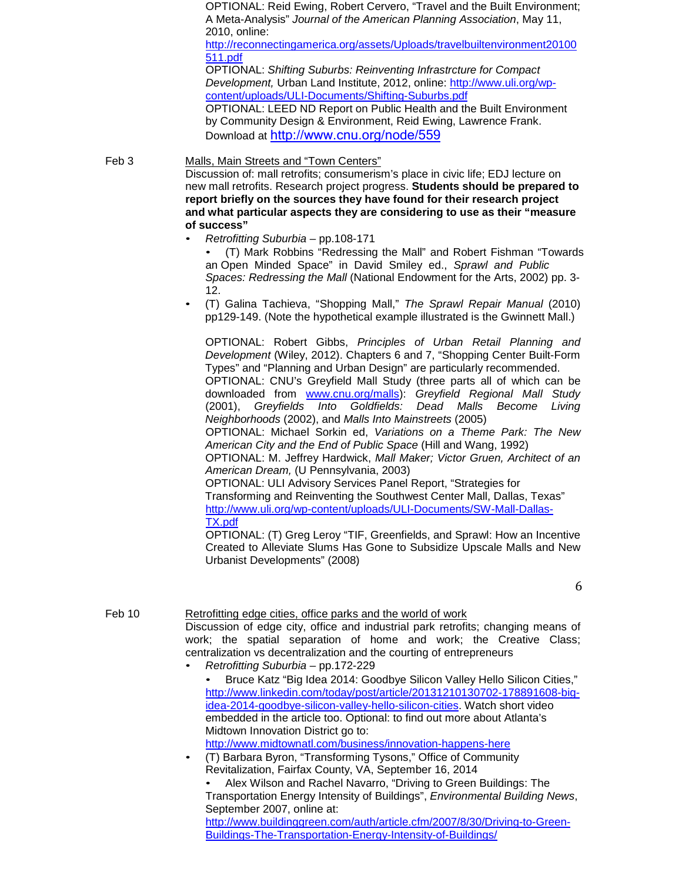OPTIONAL: Reid Ewing, Robert Cervero, "Travel and the Built Environment; A Meta-Analysis" *Journal of the American Planning Association*, May 11, 2010, online: http://reconnectingamerica.org/assets/Uploads/travelbuiltenvironment20100511.pdf

OPTIONAL: *Shifting Suburbs: Reinventing Infrastrcture for Compact Development,* Urban Land Institute, 2012, online: http://www.uli.org/wp-content/uploads/ULI-Documents/Shifting-Suburbs.pdf

OPTIONAL: LEED ND Report on Public Health and the Built Environment by Community Design & Environment, Reid Ewing, Lawrence Frank. Download at http://www.cnu.org/node/559

Feb 3 — Malls, Main Streets and "Town Centers"

Discussion of: mall retrofits; consumerism's place in civic life; EDJ lecture on new mall retrofits. Research project progress. **Students should be prepared to report briefly on the sources they have found for their research project and what particular aspects they are considering to use as their "measure of success"**

- *Retrofitting Suburbia* – pp.108-171
  - (T) Mark Robbins "Redressing the Mall" and Robert Fishman "Towards an Open Minded Space" in David Smiley ed., *Sprawl and Public Spaces: Redressing the Mall* (National Endowment for the Arts, 2002) pp. 3-12.
- (T) Galina Tachieva, "Shopping Mall," *The Sprawl Repair Manual* (2010) pp129-149. (Note the hypothetical example illustrated is the Gwinnett Mall.)

OPTIONAL: Robert Gibbs, *Principles of Urban Retail Planning and Development* (Wiley, 2012). Chapters 6 and 7, "Shopping Center Built-Form Types" and "Planning and Urban Design" are particularly recommended.

OPTIONAL: CNU's Greyfield Mall Study (three parts all of which can be downloaded from www.cnu.org/malls): *Greyfield Regional Mall Study* (2001), *Greyfields Into Goldfields: Dead Malls Become Living Neighborhoods* (2002), and *Malls Into Mainstreets* (2005)

OPTIONAL: Michael Sorkin ed, *Variations on a Theme Park: The New American City and the End of Public Space* (Hill and Wang, 1992)

OPTIONAL: M. Jeffrey Hardwick, *Mall Maker; Victor Gruen, Architect of an American Dream,* (U Pennsylvania, 2003)

OPTIONAL: ULI Advisory Services Panel Report, "Strategies for Transforming and Reinventing the Southwest Center Mall, Dallas, Texas" http://www.uli.org/wp-content/uploads/ULI-Documents/SW-Mall-Dallas-TX.pdf

OPTIONAL: (T) Greg Leroy "TIF, Greenfields, and Sprawl: How an Incentive Created to Alleviate Slums Has Gone to Subsidize Upscale Malls and New Urbanist Developments" (2008)

Feb 10 — Retrofitting edge cities, office parks and the world of work

Discussion of edge city, office and industrial park retrofits; changing means of work; the spatial separation of home and work; the Creative Class; centralization vs decentralization and the courting of entrepreneurs

- *Retrofitting Suburbia* – pp.172-229
  - Bruce Katz "Big Idea 2014: Goodbye Silicon Valley Hello Silicon Cities," http://www.linkedin.com/today/post/article/20131210130702-178891608-big-idea-2014-goodbye-silicon-valley-hello-silicon-cities. Watch short video embedded in the article too. Optional: to find out more about Atlanta's Midtown Innovation District go to: http://www.midtownatl.com/business/innovation-happens-here
- (T) Barbara Byron, "Transforming Tysons," Office of Community Revitalization, Fairfax County, VA, September 16, 2014
  - Alex Wilson and Rachel Navarro, "Driving to Green Buildings: The Transportation Energy Intensity of Buildings", *Environmental Building News*, September 2007, online at: http://www.buildinggreen.com/auth/article.cfm/2007/8/30/Driving-to-Green-Buildings-The-Transportation-Energy-Intensity-of-Buildings/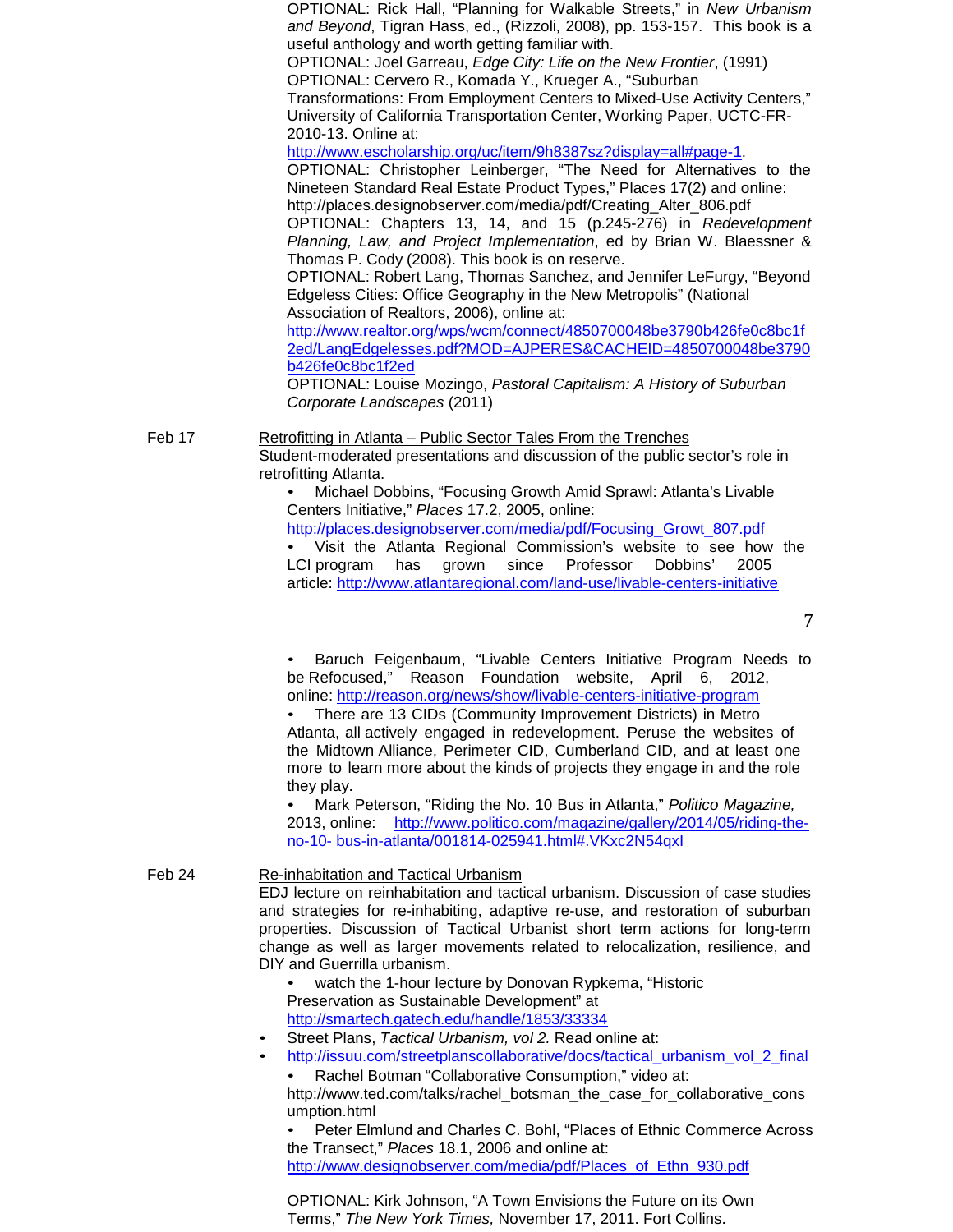OPTIONAL: Rick Hall, "Planning for Walkable Streets," in *New Urbanism and Beyond*, Tigran Hass, ed., (Rizzoli, 2008), pp. 153-157. This book is a useful anthology and worth getting familiar with.

OPTIONAL: Joel Garreau, *Edge City: Life on the New Frontier*, (1991)

OPTIONAL: Cervero R., Komada Y., Krueger A., "Suburban Transformations: From Employment Centers to Mixed-Use Activity Centers," University of California Transportation Center, Working Paper, UCTC-FR-2010-13. Online at: http://www.escholarship.org/uc/item/9h8387sz?display=all#page-1.

OPTIONAL: Christopher Leinberger, "The Need for Alternatives to the Nineteen Standard Real Estate Product Types," Places 17(2) and online: http://places.designobserver.com/media/pdf/Creating_Alter_806.pdf

OPTIONAL: Chapters 13, 14, and 15 (p.245-276) in *Redevelopment Planning, Law, and Project Implementation*, ed by Brian W. Blaessner & Thomas P. Cody (2008). This book is on reserve.

OPTIONAL: Robert Lang, Thomas Sanchez, and Jennifer LeFurgy, "Beyond Edgeless Cities: Office Geography in the New Metropolis" (National Association of Realtors, 2006), online at: http://www.realtor.org/wps/wcm/connect/4850700048be3790b426fe0c8bc1f2ed/LangEdgelesses.pdf?MOD=AJPERES&CACHEID=4850700048be3790b426fe0c8bc1f2ed

OPTIONAL: Louise Mozingo, *Pastoral Capitalism: A History of Suburban Corporate Landscapes* (2011)

**Feb 17** — Retrofitting in Atlanta – Public Sector Tales From the Trenches

Student-moderated presentations and discussion of the public sector's role in retrofitting Atlanta.

- Michael Dobbins, "Focusing Growth Amid Sprawl: Atlanta's Livable Centers Initiative," *Places* 17.2, 2005, online: http://places.designobserver.com/media/pdf/Focusing_Growt_807.pdf
- Visit the Atlanta Regional Commission's website to see how the LCI program has grown since Professor Dobbins' 2005 article: http://www.atlantaregional.com/land-use/livable-centers-initiative
- Baruch Feigenbaum, "Livable Centers Initiative Program Needs to be Refocused," Reason Foundation website, April 6, 2012, online: http://reason.org/news/show/livable-centers-initiative-program
- There are 13 CIDs (Community Improvement Districts) in Metro Atlanta, all actively engaged in redevelopment. Peruse the websites of the Midtown Alliance, Perimeter CID, Cumberland CID, and at least one more to learn more about the kinds of projects they engage in and the role they play.
- Mark Peterson, "Riding the No. 10 Bus in Atlanta," *Politico Magazine,* 2013, online: http://www.politico.com/magazine/gallery/2014/05/riding-the-no-10- bus-in-atlanta/001814-025941.html#.VKxc2N54qxI

**Feb 24** — Re-inhabitation and Tactical Urbanism

EDJ lecture on reinhabitation and tactical urbanism. Discussion of case studies and strategies for re-inhabiting, adaptive re-use, and restoration of suburban properties. Discussion of Tactical Urbanist short term actions for long-term change as well as larger movements related to relocalization, resilience, and DIY and Guerrilla urbanism.

- watch the 1-hour lecture by Donovan Rypkema, "Historic Preservation as Sustainable Development" at http://smartech.gatech.edu/handle/1853/33334
- Street Plans, *Tactical Urbanism, vol 2.* Read online at:
- http://issuu.com/streetplanscollaborative/docs/tactical_urbanism_vol_2_final
- Rachel Botman "Collaborative Consumption," video at: http://www.ted.com/talks/rachel_botsman_the_case_for_collaborative_consumption.html
- Peter Elmlund and Charles C. Bohl, "Places of Ethnic Commerce Across the Transect," *Places* 18.1, 2006 and online at: http://www.designobserver.com/media/pdf/Places_of_Ethn_930.pdf

OPTIONAL: Kirk Johnson, "A Town Envisions the Future on its Own Terms," *The New York Times,* November 17, 2011. Fort Collins.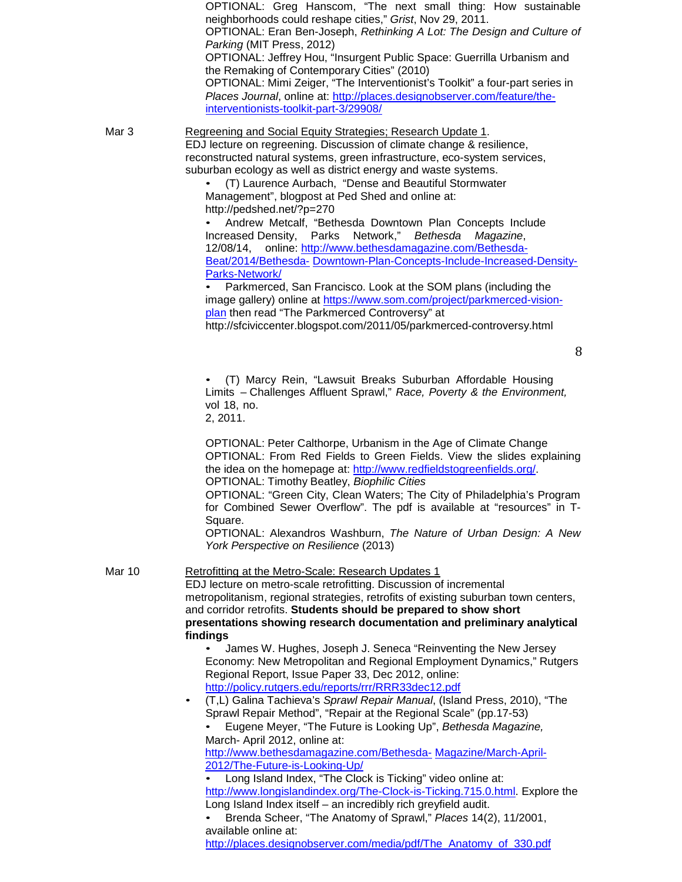OPTIONAL: Greg Hanscom, "The next small thing: How sustainable neighborhoods could reshape cities," *Grist*, Nov 29, 2011.
OPTIONAL: Eran Ben-Joseph, *Rethinking A Lot: The Design and Culture of Parking* (MIT Press, 2012)
OPTIONAL: Jeffrey Hou, "Insurgent Public Space: Guerrilla Urbanism and the Remaking of Contemporary Cities" (2010)
OPTIONAL: Mimi Zeiger, "The Interventionist's Toolkit" a four-part series in *Places Journal*, online at: http://places.designobserver.com/feature/the-interventionists-toolkit-part-3/29908/

**Mar 3** — Regreening and Social Equity Strategies; Research Update 1.

EDJ lecture on regreening. Discussion of climate change & resilience, reconstructed natural systems, green infrastructure, eco-system services, suburban ecology as well as district energy and waste systems.

- (T) Laurence Aurbach, "Dense and Beautiful Stormwater Management", blogpost at Ped Shed and online at: http://pedshed.net/?p=270
- Andrew Metcalf, "Bethesda Downtown Plan Concepts Include Increased Density, Parks Network," *Bethesda Magazine*, 12/08/14, online: http://www.bethesdamagazine.com/Bethesda-Beat/2014/Bethesda- Downtown-Plan-Concepts-Include-Increased-Density-Parks-Network/
- Parkmerced, San Francisco. Look at the SOM plans (including the image gallery) online at https://www.som.com/project/parkmerced-vision-plan then read "The Parkmerced Controversy" at http://sfciviccenter.blogspot.com/2011/05/parkmerced-controversy.html
- (T) Marcy Rein, "Lawsuit Breaks Suburban Affordable Housing Limits – Challenges Affluent Sprawl," *Race, Poverty & the Environment,* vol 18, no. 2, 2011.

OPTIONAL: Peter Calthorpe, Urbanism in the Age of Climate Change
OPTIONAL: From Red Fields to Green Fields. View the slides explaining the idea on the homepage at: http://www.redfieldstogreenfields.org/.
OPTIONAL: Timothy Beatley, *Biophilic Cities*
OPTIONAL: "Green City, Clean Waters; The City of Philadelphia's Program for Combined Sewer Overflow". The pdf is available at "resources" in T-Square.
OPTIONAL: Alexandros Washburn, *The Nature of Urban Design: A New York Perspective on Resilience* (2013)

**Mar 10** — Retrofitting at the Metro-Scale: Research Updates 1

EDJ lecture on metro-scale retrofitting. Discussion of incremental metropolitanism, regional strategies, retrofits of existing suburban town centers, and corridor retrofits. **Students should be prepared to show short presentations showing research documentation and preliminary analytical findings**

- James W. Hughes, Joseph J. Seneca "Reinventing the New Jersey Economy: New Metropolitan and Regional Employment Dynamics," Rutgers Regional Report, Issue Paper 33, Dec 2012, online: http://policy.rutgers.edu/reports/rrr/RRR33dec12.pdf
- (T,L) Galina Tachieva's *Sprawl Repair Manual*, (Island Press, 2010), "The Sprawl Repair Method", "Repair at the Regional Scale" (pp.17-53)
- Eugene Meyer, "The Future is Looking Up", *Bethesda Magazine,* March- April 2012, online at: http://www.bethesdamagazine.com/Bethesda- Magazine/March-April-2012/The-Future-is-Looking-Up/
- Long Island Index, "The Clock is Ticking" video online at: http://www.longislandindex.org/The-Clock-is-Ticking.715.0.html. Explore the Long Island Index itself – an incredibly rich greyfield audit.
- Brenda Scheer, "The Anatomy of Sprawl," *Places* 14(2), 11/2001, available online at: http://places.designobserver.com/media/pdf/The_Anatomy_of_330.pdf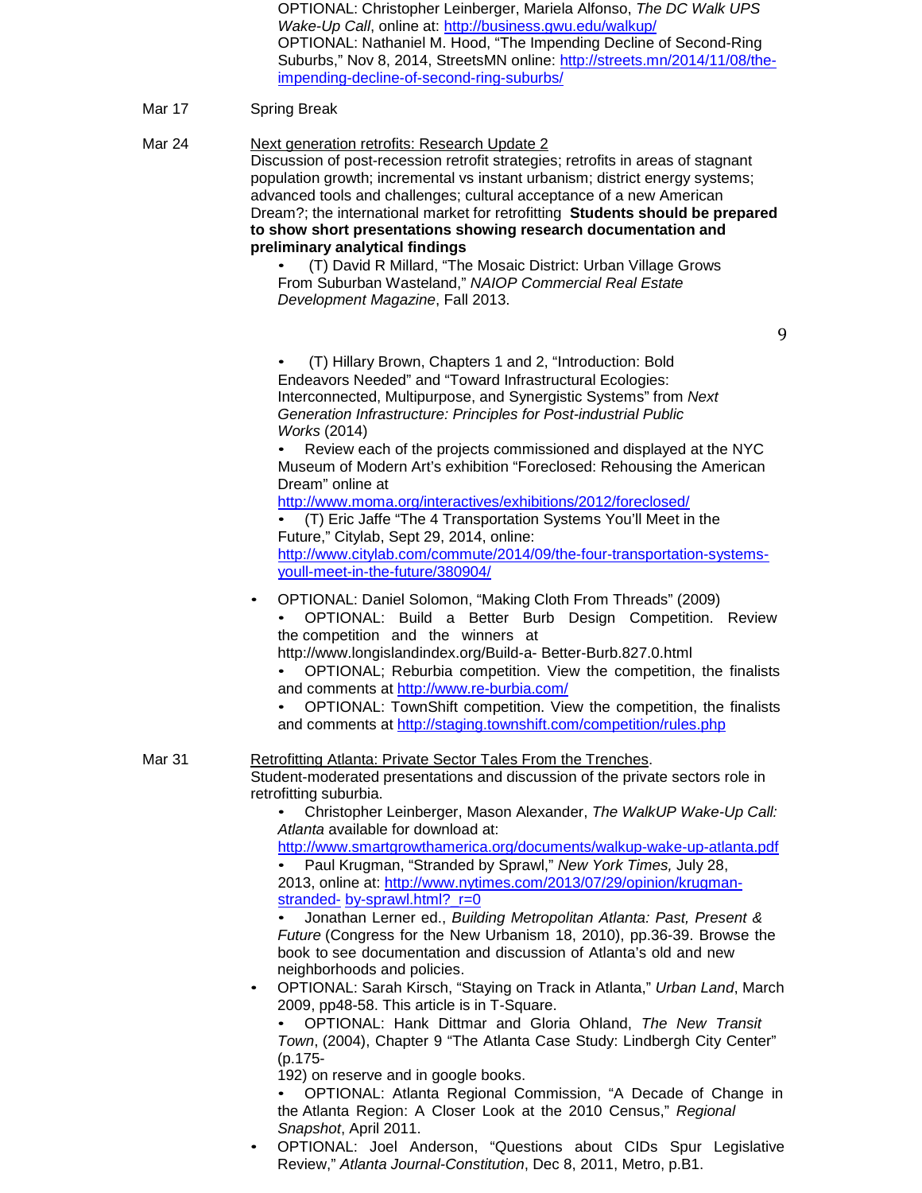OPTIONAL: Christopher Leinberger, Mariela Alfonso, *The DC Walk UPS Wake-Up Call*, online at: http://business.gwu.edu/walkup/
OPTIONAL: Nathaniel M. Hood, "The Impending Decline of Second-Ring Suburbs," Nov 8, 2014, StreetsMN online: http://streets.mn/2014/11/08/the-impending-decline-of-second-ring-suburbs/

Mar 17 Spring Break

Mar 24 Next generation retrofits: Research Update 2

Discussion of post-recession retrofit strategies; retrofits in areas of stagnant population growth; incremental vs instant urbanism; district energy systems; advanced tools and challenges; cultural acceptance of a new American Dream?; the international market for retrofitting **Students should be prepared to show short presentations showing research documentation and preliminary analytical findings**

- (T) David R Millard, "The Mosaic District: Urban Village Grows From Suburban Wasteland," *NAIOP Commercial Real Estate Development Magazine*, Fall 2013.
- (T) Hillary Brown, Chapters 1 and 2, "Introduction: Bold Endeavors Needed" and "Toward Infrastructural Ecologies: Interconnected, Multipurpose, and Synergistic Systems" from *Next Generation Infrastructure: Principles for Post-industrial Public Works* (2014)
- Review each of the projects commissioned and displayed at the NYC Museum of Modern Art's exhibition "Foreclosed: Rehousing the American Dream" online at http://www.moma.org/interactives/exhibitions/2012/foreclosed/
- (T) Eric Jaffe "The 4 Transportation Systems You'll Meet in the Future," Citylab, Sept 29, 2014, online: http://www.citylab.com/commute/2014/09/the-four-transportation-systems-youll-meet-in-the-future/380904/
- OPTIONAL: Daniel Solomon, "Making Cloth From Threads" (2009)
- OPTIONAL: Build a Better Burb Design Competition. Review the competition and the winners at http://www.longislandindex.org/Build-a- Better-Burb.827.0.html
- OPTIONAL; Reburbia competition. View the competition, the finalists and comments at http://www.re-burbia.com/
- OPTIONAL: TownShift competition. View the competition, the finalists and comments at http://staging.townshift.com/competition/rules.php

Mar 31 Retrofitting Atlanta: Private Sector Tales From the Trenches.

Student-moderated presentations and discussion of the private sectors role in retrofitting suburbia.

- Christopher Leinberger, Mason Alexander, *The WalkUP Wake-Up Call: Atlanta* available for download at: http://www.smartgrowthamerica.org/documents/walkup-wake-up-atlanta.pdf
- Paul Krugman, "Stranded by Sprawl," *New York Times,* July 28, 2013, online at: http://www.nytimes.com/2013/07/29/opinion/krugman-stranded- by-sprawl.html?_r=0
- Jonathan Lerner ed., *Building Metropolitan Atlanta: Past, Present & Future* (Congress for the New Urbanism 18, 2010), pp.36-39. Browse the book to see documentation and discussion of Atlanta's old and new neighborhoods and policies.
- OPTIONAL: Sarah Kirsch, "Staying on Track in Atlanta," *Urban Land*, March 2009, pp48-58. This article is in T-Square.
- OPTIONAL: Hank Dittmar and Gloria Ohland, *The New Transit Town*, (2004), Chapter 9 "The Atlanta Case Study: Lindbergh City Center" (p.175-192) on reserve and in google books.
- OPTIONAL: Atlanta Regional Commission, "A Decade of Change in the Atlanta Region: A Closer Look at the 2010 Census," *Regional Snapshot*, April 2011.
- OPTIONAL: Joel Anderson, "Questions about CIDs Spur Legislative Review," *Atlanta Journal-Constitution*, Dec 8, 2011, Metro, p.B1.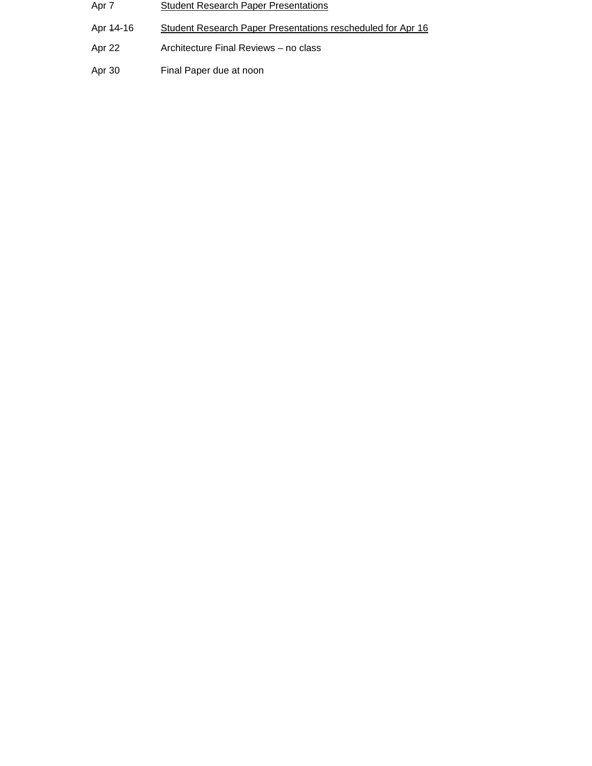| | |
|---|---|
| Apr 7 | <u>Student Research Paper Presentations</u> |
| Apr ~~14~~-16 | <u>Student Research Paper Presentations rescheduled for Apr 16</u> |
| Apr 22 | Architecture Final Reviews – no class |
| Apr 30 | Final Paper due at noon |